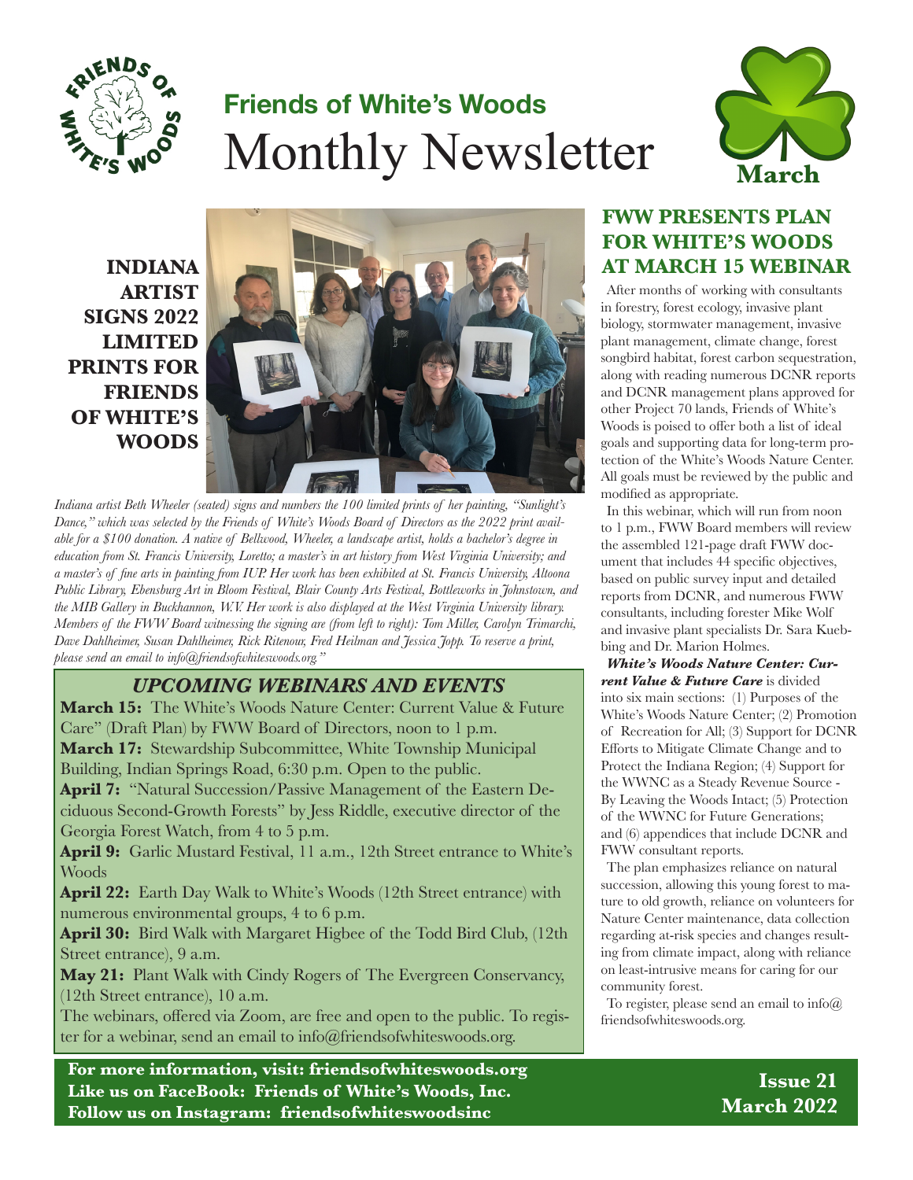# Friends of White's Woods
# Monthly Newsletter

March

## INDIANA ARTIST SIGNS 2022 LIMITED PRINTS FOR FRIENDS OF WHITE'S WOODS

*Indiana artist Beth Wheeler (seated) signs and numbers the 100 limited prints of her painting, "Sunlight's Dance," which was selected by the Friends of White's Woods Board of Directors as the 2022 print available for a $100 donation. A native of Bellwood, Wheeler, a landscape artist, holds a bachelor's degree in education from St. Francis University, Loretto; a master's in art history from West Virginia University; and a master's of fine arts in painting from IUP. Her work has been exhibited at St. Francis University, Altoona Public Library, Ebensburg Art in Bloom Festival, Blair County Arts Festival, Bottleworks in Johnstown, and the MIB Gallery in Buckhannon, W.V. Her work is also displayed at the West Virginia University library. Members of the FWW Board witnessing the signing are (from left to right): Tom Miller, Carolyn Trimarchi, Dave Dahlheimer, Susan Dahlheimer, Rick Ritenour, Fred Heilman and Jessica Jopp. To reserve a print, please send an email to info@friendsofwhiteswoods.org."*

### *UPCOMING WEBINARS AND EVENTS*

**March 15:** The White's Woods Nature Center: Current Value & Future Care" (Draft Plan) by FWW Board of Directors, noon to 1 p.m.

**March 17:** Stewardship Subcommittee, White Township Municipal Building, Indian Springs Road, 6:30 p.m. Open to the public.

**April 7:** "Natural Succession/Passive Management of the Eastern Deciduous Second-Growth Forests" by Jess Riddle, executive director of the Georgia Forest Watch, from 4 to 5 p.m.

**April 9:** Garlic Mustard Festival, 11 a.m., 12th Street entrance to White's Woods

**April 22:** Earth Day Walk to White's Woods (12th Street entrance) with numerous environmental groups, 4 to 6 p.m.

**April 30:** Bird Walk with Margaret Higbee of the Todd Bird Club, (12th Street entrance), 9 a.m.

**May 21:** Plant Walk with Cindy Rogers of The Evergreen Conservancy, (12th Street entrance), 10 a.m.

The webinars, offered via Zoom, are free and open to the public. To register for a webinar, send an email to info@friendsofwhiteswoods.org.

## FWW PRESENTS PLAN FOR WHITE'S WOODS AT MARCH 15 WEBINAR

After months of working with consultants in forestry, forest ecology, invasive plant biology, stormwater management, invasive plant management, climate change, forest songbird habitat, forest carbon sequestration, along with reading numerous DCNR reports and DCNR management plans approved for other Project 70 lands, Friends of White's Woods is poised to offer both a list of ideal goals and supporting data for long-term protection of the White's Woods Nature Center. All goals must be reviewed by the public and modified as appropriate.

In this webinar, which will run from noon to 1 p.m., FWW Board members will review the assembled 121-page draft FWW document that includes 44 specific objectives, based on public survey input and detailed reports from DCNR, and numerous FWW consultants, including forester Mike Wolf and invasive plant specialists Dr. Sara Kuebbing and Dr. Marion Holmes.

***White's Woods Nature Center: Current Value & Future Care*** is divided into six main sections: (1) Purposes of the White's Woods Nature Center; (2) Promotion of Recreation for All; (3) Support for DCNR Efforts to Mitigate Climate Change and to Protect the Indiana Region; (4) Support for the WWNC as a Steady Revenue Source - By Leaving the Woods Intact; (5) Protection of the WWNC for Future Generations; and (6) appendices that include DCNR and FWW consultant reports.

The plan emphasizes reliance on natural succession, allowing this young forest to mature to old growth, reliance on volunteers for Nature Center maintenance, data collection regarding at-risk species and changes resulting from climate impact, along with reliance on least-intrusive means for caring for our community forest.

To register, please send an email to info@friendsofwhiteswoods.org.

**For more information, visit: friendsofwhiteswoods.org**
**Like us on FaceBook: Friends of White's Woods, Inc.**
**Follow us on Instagram: friendsofwhiteswoodsinc**

**Issue 21**
**March 2022**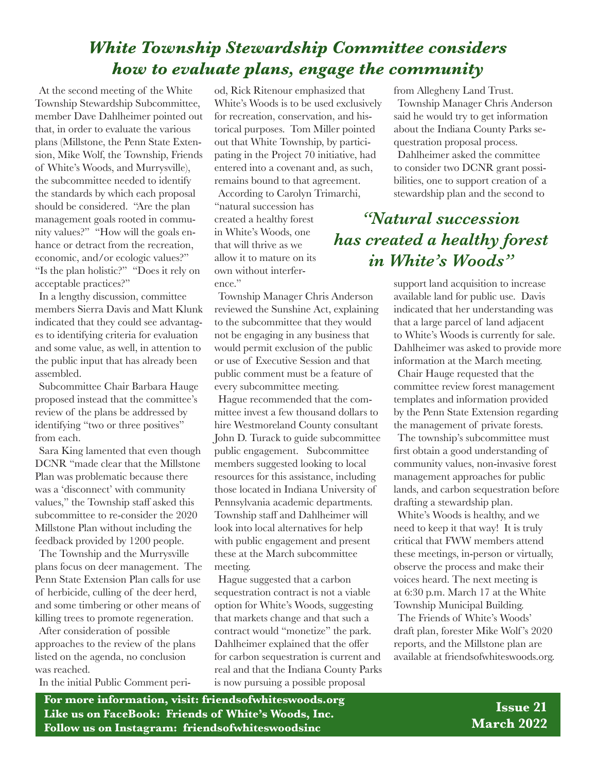## *White Township Stewardship Committee considers how to evaluate plans, engage the community*

At the second meeting of the White Township Stewardship Subcommittee, member Dave Dahlheimer pointed out that, in order to evaluate the various plans (Millstone, the Penn State Extension, Mike Wolf, the Township, Friends of White's Woods, and Murrysville), the subcommittee needed to identify the standards by which each proposal should be considered. "Are the plan management goals rooted in community values?" "How will the goals enhance or detract from the recreation, economic, and/or ecologic values?" "Is the plan holistic?" "Does it rely on acceptable practices?"

In a lengthy discussion, committee members Sierra Davis and Matt Klunk indicated that they could see advantages to identifying criteria for evaluation and some value, as well, in attention to the public input that has already been assembled.

Subcommittee Chair Barbara Hauge proposed instead that the committee's review of the plans be addressed by identifying "two or three positives" from each.

Sara King lamented that even though DCNR "made clear that the Millstone Plan was problematic because there was a 'disconnect' with community values," the Township staff asked this subcommittee to re-consider the 2020 Millstone Plan without including the feedback provided by 1200 people.

The Township and the Murrysville plans focus on deer management. The Penn State Extension Plan calls for use of herbicide, culling of the deer herd, and some timbering or other means of killing trees to promote regeneration.

After consideration of possible approaches to the review of the plans listed on the agenda, no conclusion was reached.

In the initial Public Comment period, Rick Ritenour emphasized that White's Woods is to be used exclusively for recreation, conservation, and historical purposes. Tom Miller pointed out that White Township, by participating in the Project 70 initiative, had entered into a covenant and, as such, remains bound to that agreement.

According to Carolyn Trimarchi, "natural succession has created a healthy forest in White's Woods, one that will thrive as we allow it to mature on its own without interference."

Township Manager Chris Anderson reviewed the Sunshine Act, explaining to the subcommittee that they would not be engaging in any business that would permit exclusion of the public or use of Executive Session and that public comment must be a feature of every subcommittee meeting.

Hague recommended that the committee invest a few thousand dollars to hire Westmoreland County consultant John D. Turack to guide subcommittee public engagement. Subcommittee members suggested looking to local resources for this assistance, including those located in Indiana University of Pennsylvania academic departments. Township staff and Dahlheimer will look into local alternatives for help with public engagement and present these at the March subcommittee meeting.

Hague suggested that a carbon sequestration contract is not a viable option for White's Woods, suggesting that markets change and that such a contract would "monetize" the park. Dahlheimer explained that the offer for carbon sequestration is current and real and that the Indiana County Parks is now pursuing a possible proposal from Allegheny Land Trust.

Township Manager Chris Anderson said he would try to get information about the Indiana County Parks sequestration proposal process.

Dahlheimer asked the committee to consider two DCNR grant possibilities, one to support creation of a stewardship plan and the second to support land acquisition to increase available land for public use. Davis indicated that her understanding was that a large parcel of land adjacent to White's Woods is currently for sale. Dahlheimer was asked to provide more information at the March meeting.

> ***"Natural succession has created a healthy forest in White's Woods"***

Chair Hauge requested that the committee review forest management templates and information provided by the Penn State Extension regarding the management of private forests.

The township's subcommittee must first obtain a good understanding of community values, non-invasive forest management approaches for public lands, and carbon sequestration before drafting a stewardship plan.

White's Woods is healthy, and we need to keep it that way! It is truly critical that FWW members attend these meetings, in-person or virtually, observe the process and make their voices heard. The next meeting is at 6:30 p.m. March 17 at the White Township Municipal Building.

The Friends of White's Woods' draft plan, forester Mike Wolf's 2020 reports, and the Millstone plan are available at friendsofwhiteswoods.org.

**For more information, visit: friendsofwhiteswoods.org**
**Like us on FaceBook: Friends of White's Woods, Inc.**
**Follow us on Instagram: friendsofwhiteswoodsinc**

**Issue 21**
**March 2022**